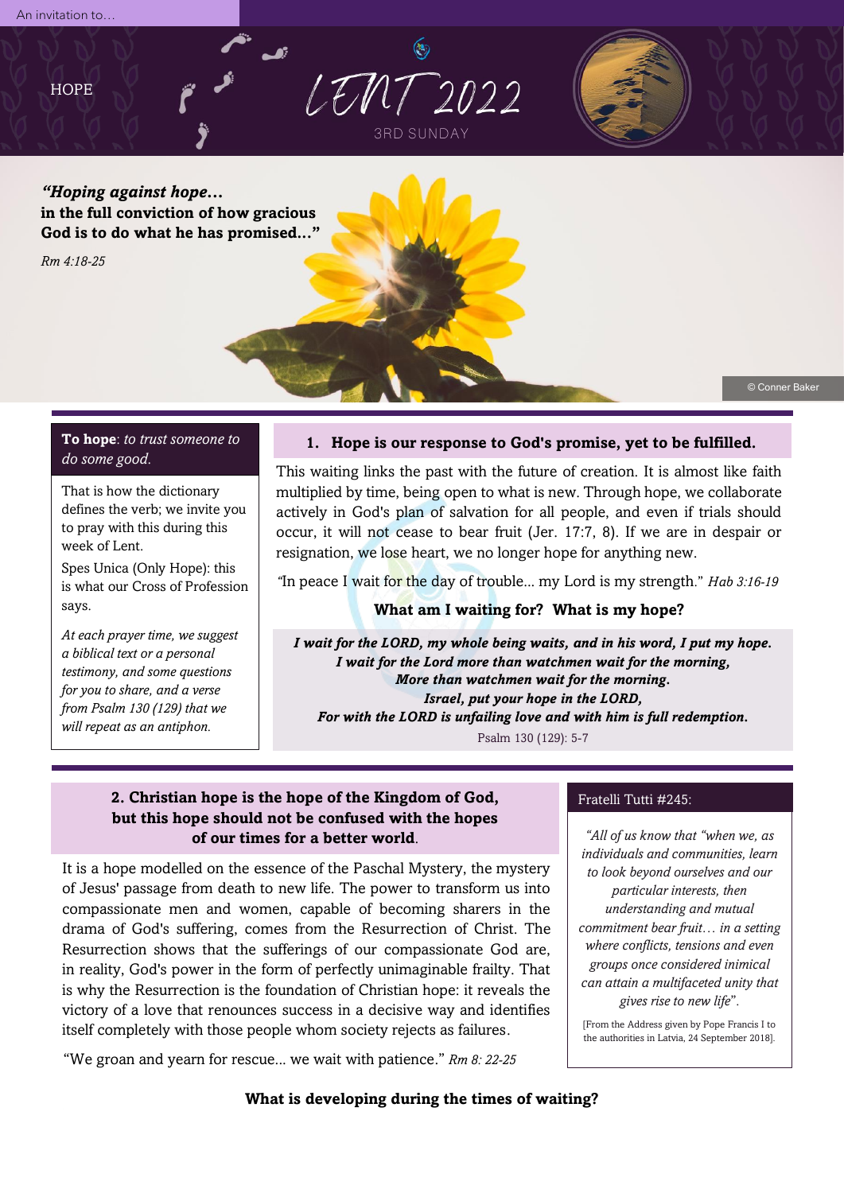An invitation to…

HOPE

# LENT 2022

3RD SUNDAY

***"Hoping against hope…***
**in the full conviction of how gracious God is to do what he has promised…"**

*Rm 4:18-25*

© Conner Baker

**To hope**: *to trust someone to do some good.*

That is how the dictionary defines the verb; we invite you to pray with this during this week of Lent.

Spes Unica (Only Hope): this is what our Cross of Profession says.

*At each prayer time, we suggest a biblical text or a personal testimony, and some questions for you to share, and a verse from Psalm 130 (129) that we will repeat as an antiphon.*

## 1. Hope is our response to God's promise, yet to be fulfilled.

This waiting links the past with the future of creation. It is almost like faith multiplied by time, being open to what is new. Through hope, we collaborate actively in God's plan of salvation for all people, and even if trials should occur, it will not cease to bear fruit (Jer. 17:7, 8). If we are in despair or resignation, we lose heart, we no longer hope for anything new.

"In peace I wait for the day of trouble… my Lord is my strength." *Hab 3:16-19*

**What am I waiting for? What is my hope?**

***I wait for the LORD, my whole being waits, and in his word, I put my hope.***
***I wait for the Lord more than watchmen wait for the morning,***
***More than watchmen wait for the morning.***
***Israel, put your hope in the LORD,***
***For with the LORD is unfailing love and with him is full redemption.***
Psalm 130 (129): 5-7

## 2. Christian hope is the hope of the Kingdom of God, but this hope should not be confused with the hopes of our times for a better world.

It is a hope modelled on the essence of the Paschal Mystery, the mystery of Jesus' passage from death to new life. The power to transform us into compassionate men and women, capable of becoming sharers in the drama of God's suffering, comes from the Resurrection of Christ. The Resurrection shows that the sufferings of our compassionate God are, in reality, God's power in the form of perfectly unimaginable frailty. That is why the Resurrection is the foundation of Christian hope: it reveals the victory of a love that renounces success in a decisive way and identifies itself completely with those people whom society rejects as failures.

"We groan and yearn for rescue… we wait with patience." *Rm 8: 22-25*

**What is developing during the times of waiting?**

**Fratelli Tutti #245:**

*"All of us know that "when we, as individuals and communities, learn to look beyond ourselves and our particular interests, then understanding and mutual commitment bear fruit… in a setting where conflicts, tensions and even groups once considered inimical can attain a multifaceted unity that gives rise to new life".*

[From the Address given by Pope Francis I to the authorities in Latvia, 24 September 2018].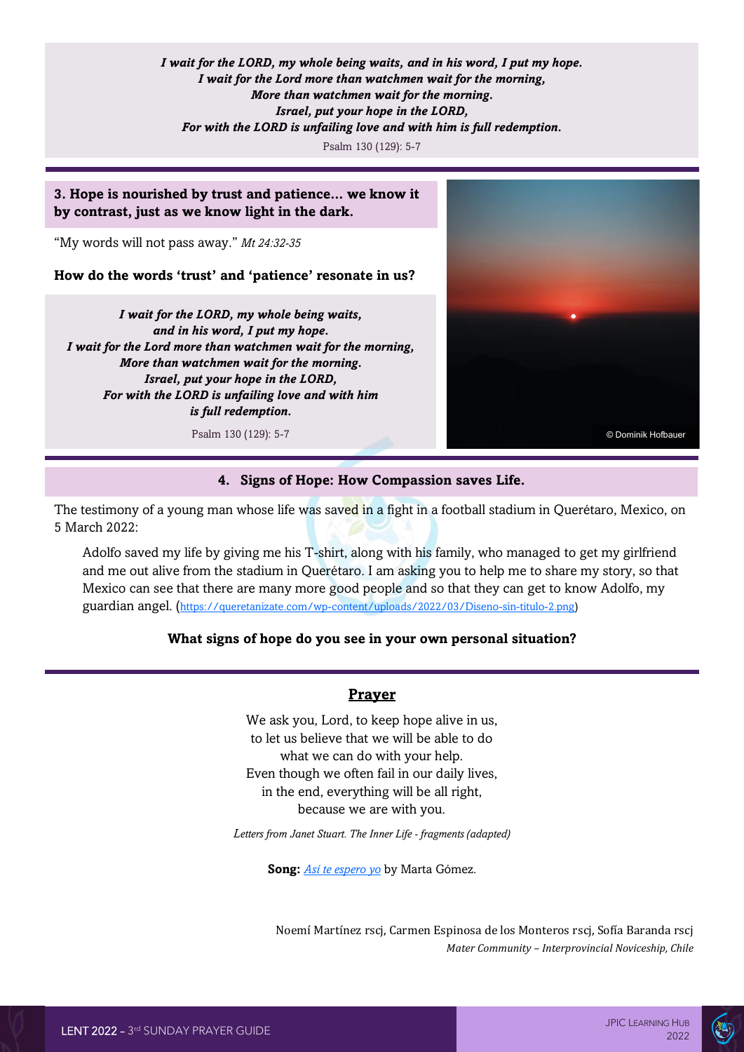*I wait for the LORD, my whole being waits, and in his word, I put my hope.*
*I wait for the Lord more than watchmen wait for the morning,*
*More than watchmen wait for the morning.*
*Israel, put your hope in the LORD,*
*For with the LORD is unfailing love and with him is full redemption.*

Psalm 130 (129): 5-7

### 3. Hope is nourished by trust and patience... we know it by contrast, just as we know light in the dark.

"My words will not pass away." *Mt 24:32-35*

**How do the words 'trust' and 'patience' resonate in us?**

*I wait for the LORD, my whole being waits,*
*and in his word, I put my hope.*
*I wait for the Lord more than watchmen wait for the morning,*
*More than watchmen wait for the morning.*
*Israel, put your hope in the LORD,*
*For with the LORD is unfailing love and with him*
*is full redemption.*

Psalm 130 (129): 5-7

© Dominik Hofbauer

### 4. Signs of Hope: How Compassion saves Life.

The testimony of a young man whose life was saved in a fight in a football stadium in Querétaro, Mexico, on 5 March 2022:

> Adolfo saved my life by giving me his T-shirt, along with his family, who managed to get my girlfriend and me out alive from the stadium in Querétaro. I am asking you to help me to share my story, so that Mexico can see that there are many more good people and so that they can get to know Adolfo, my guardian angel. (https://queretanizate.com/wp-content/uploads/2022/03/Diseno-sin-titulo-2.png)

**What signs of hope do you see in your own personal situation?**

## Prayer

We ask you, Lord, to keep hope alive in us,
to let us believe that we will be able to do
what we can do with your help.
Even though we often fail in our daily lives,
in the end, everything will be all right,
because we are with you.

*Letters from Janet Stuart. The Inner Life - fragments (adapted)*

**Song:** *Así te espero yo* by Marta Gómez.

Noemí Martínez rscj, Carmen Espinosa de los Monteros rscj, Sofía Baranda rscj
*Mater Community – Interprovincial Noviceship, Chile*